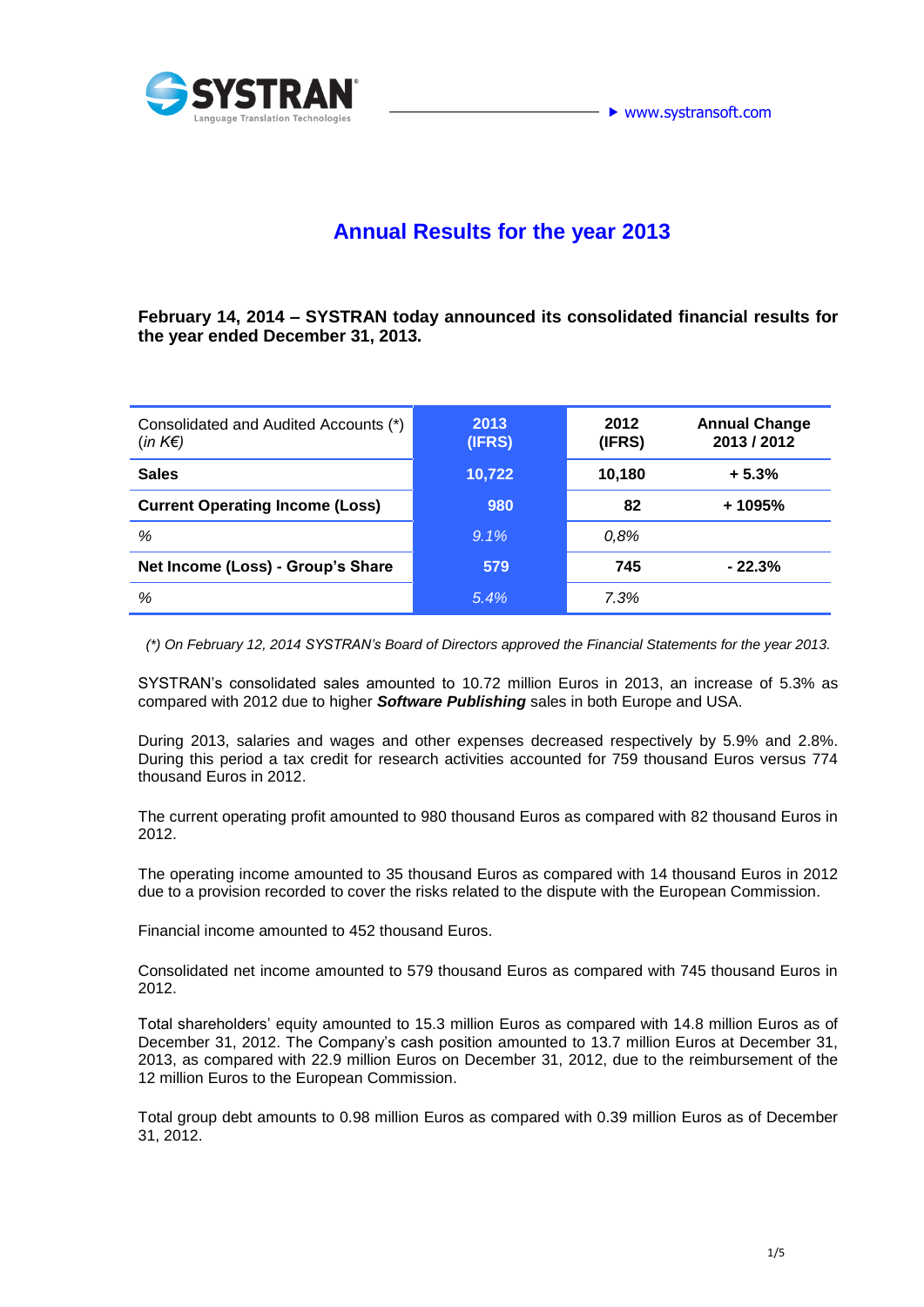# Annual Results for the year 2013

**February 14, 2014 – SYSTRAN today announced its consolidated financial results for the year ended December 31, 2013.**

| Consolidated and Audited Accounts (*) (*in K€*) | **2013 (IFRS)** | **2012 (IFRS)** | **Annual Change 2013 / 2012** |
|---|---|---|---|
| **Sales** | **10,722** | **10,180** | **+ 5.3%** |
| **Current Operating Income (Loss)** | **980** | **82** | **+ 1095%** |
| *%* | *9.1%* | *0,8%* | |
| **Net Income (Loss) - Group's Share** | **579** | **745** | **- 22.3%** |
| *%* | *5.4%* | *7.3%* | |

*(*) On February 12, 2014 SYSTRAN's Board of Directors approved the Financial Statements for the year 2013.*

SYSTRAN's consolidated sales amounted to 10.72 million Euros in 2013, an increase of 5.3% as compared with 2012 due to higher ***Software Publishing*** sales in both Europe and USA.

During 2013, salaries and wages and other expenses decreased respectively by 5.9% and 2.8%. During this period a tax credit for research activities accounted for 759 thousand Euros versus 774 thousand Euros in 2012.

The current operating profit amounted to 980 thousand Euros as compared with 82 thousand Euros in 2012.

The operating income amounted to 35 thousand Euros as compared with 14 thousand Euros in 2012 due to a provision recorded to cover the risks related to the dispute with the European Commission.

Financial income amounted to 452 thousand Euros.

Consolidated net income amounted to 579 thousand Euros as compared with 745 thousand Euros in 2012.

Total shareholders' equity amounted to 15.3 million Euros as compared with 14.8 million Euros as of December 31, 2012. The Company's cash position amounted to 13.7 million Euros at December 31, 2013, as compared with 22.9 million Euros on December 31, 2012, due to the reimbursement of the 12 million Euros to the European Commission.

Total group debt amounts to 0.98 million Euros as compared with 0.39 million Euros as of December 31, 2012.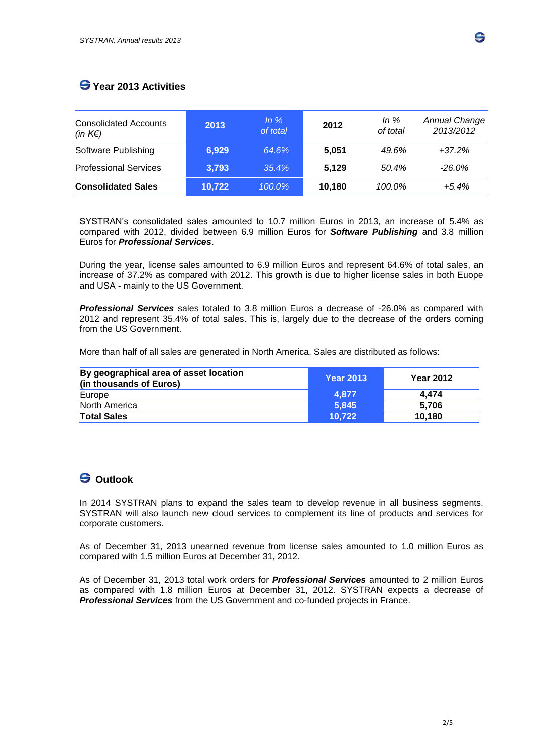## Year 2013 Activities

| Consolidated Accounts *(in K€)* | 2013 | *In % of total* | 2012 | *In % of total* | *Annual Change 2013/2012* |
|---|---|---|---|---|---|
| Software Publishing | 6,929 | *64.6%* | 5,051 | *49.6%* | *+37.2%* |
| Professional Services | 3,793 | *35.4%* | 5,129 | *50.4%* | *-26.0%* |
| **Consolidated Sales** | **10,722** | *100.0%* | **10,180** | *100.0%* | *+5.4%* |

SYSTRAN's consolidated sales amounted to 10.7 million Euros in 2013, an increase of 5.4% as compared with 2012, divided between 6.9 million Euros for ***Software Publishing*** and 3.8 million Euros for ***Professional Services***.

During the year, license sales amounted to 6.9 million Euros and represent 64.6% of total sales, an increase of 37.2% as compared with 2012. This growth is due to higher license sales in both Euope and USA - mainly to the US Government.

***Professional Services*** sales totaled to 3.8 million Euros a decrease of -26.0% as compared with 2012 and represent 35.4% of total sales. This is, largely due to the decrease of the orders coming from the US Government.

More than half of all sales are generated in North America. Sales are distributed as follows:

| **By geographical area of asset location (in thousands of Euros)** | **Year 2013** | **Year 2012** |
|---|---|---|
| Europe | **4,877** | **4,474** |
| North America | **5,845** | **5,706** |
| **Total Sales** | **10,722** | **10,180** |

## Outlook

In 2014 SYSTRAN plans to expand the sales team to develop revenue in all business segments. SYSTRAN will also launch new cloud services to complement its line of products and services for corporate customers.

As of December 31, 2013 unearned revenue from license sales amounted to 1.0 million Euros as compared with 1.5 million Euros at December 31, 2012.

As of December 31, 2013 total work orders for ***Professional Services*** amounted to 2 million Euros as compared with 1.8 million Euros at December 31, 2012. SYSTRAN expects a decrease of ***Professional Services*** from the US Government and co-funded projects in France.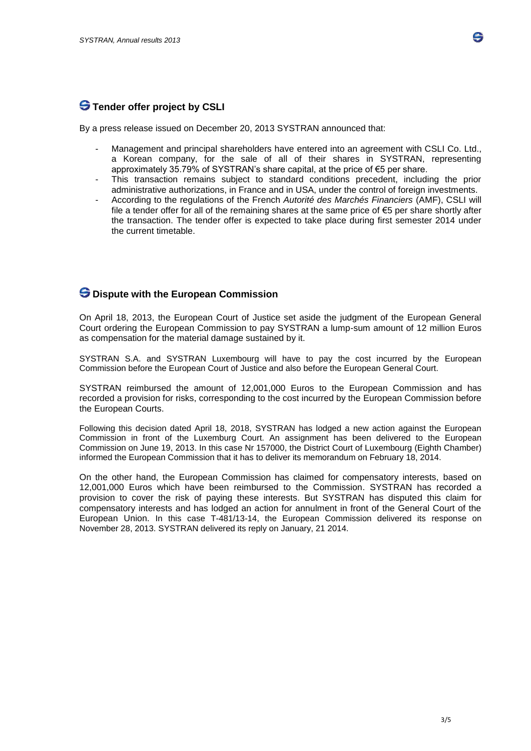## Tender offer project by CSLI

By a press release issued on December 20, 2013 SYSTRAN announced that:

- Management and principal shareholders have entered into an agreement with CSLI Co. Ltd., a Korean company, for the sale of all of their shares in SYSTRAN, representing approximately 35.79% of SYSTRAN's share capital, at the price of €5 per share.
- This transaction remains subject to standard conditions precedent, including the prior administrative authorizations, in France and in USA, under the control of foreign investments.
- According to the regulations of the French *Autorité des Marchés Financiers* (AMF), CSLI will file a tender offer for all of the remaining shares at the same price of €5 per share shortly after the transaction. The tender offer is expected to take place during first semester 2014 under the current timetable.

## Dispute with the European Commission

On April 18, 2013, the European Court of Justice set aside the judgment of the European General Court ordering the European Commission to pay SYSTRAN a lump-sum amount of 12 million Euros as compensation for the material damage sustained by it.

SYSTRAN S.A. and SYSTRAN Luxembourg will have to pay the cost incurred by the European Commission before the European Court of Justice and also before the European General Court.

SYSTRAN reimbursed the amount of 12,001,000 Euros to the European Commission and has recorded a provision for risks, corresponding to the cost incurred by the European Commission before the European Courts.

Following this decision dated April 18, 2018, SYSTRAN has lodged a new action against the European Commission in front of the Luxemburg Court. An assignment has been delivered to the European Commission on June 19, 2013. In this case Nr 157000, the District Court of Luxembourg (Eighth Chamber) informed the European Commission that it has to deliver its memorandum on February 18, 2014.

On the other hand, the European Commission has claimed for compensatory interests, based on 12,001,000 Euros which have been reimbursed to the Commission. SYSTRAN has recorded a provision to cover the risk of paying these interests. But SYSTRAN has disputed this claim for compensatory interests and has lodged an action for annulment in front of the General Court of the European Union. In this case T-481/13-14, the European Commission delivered its response on November 28, 2013. SYSTRAN delivered its reply on January, 21 2014.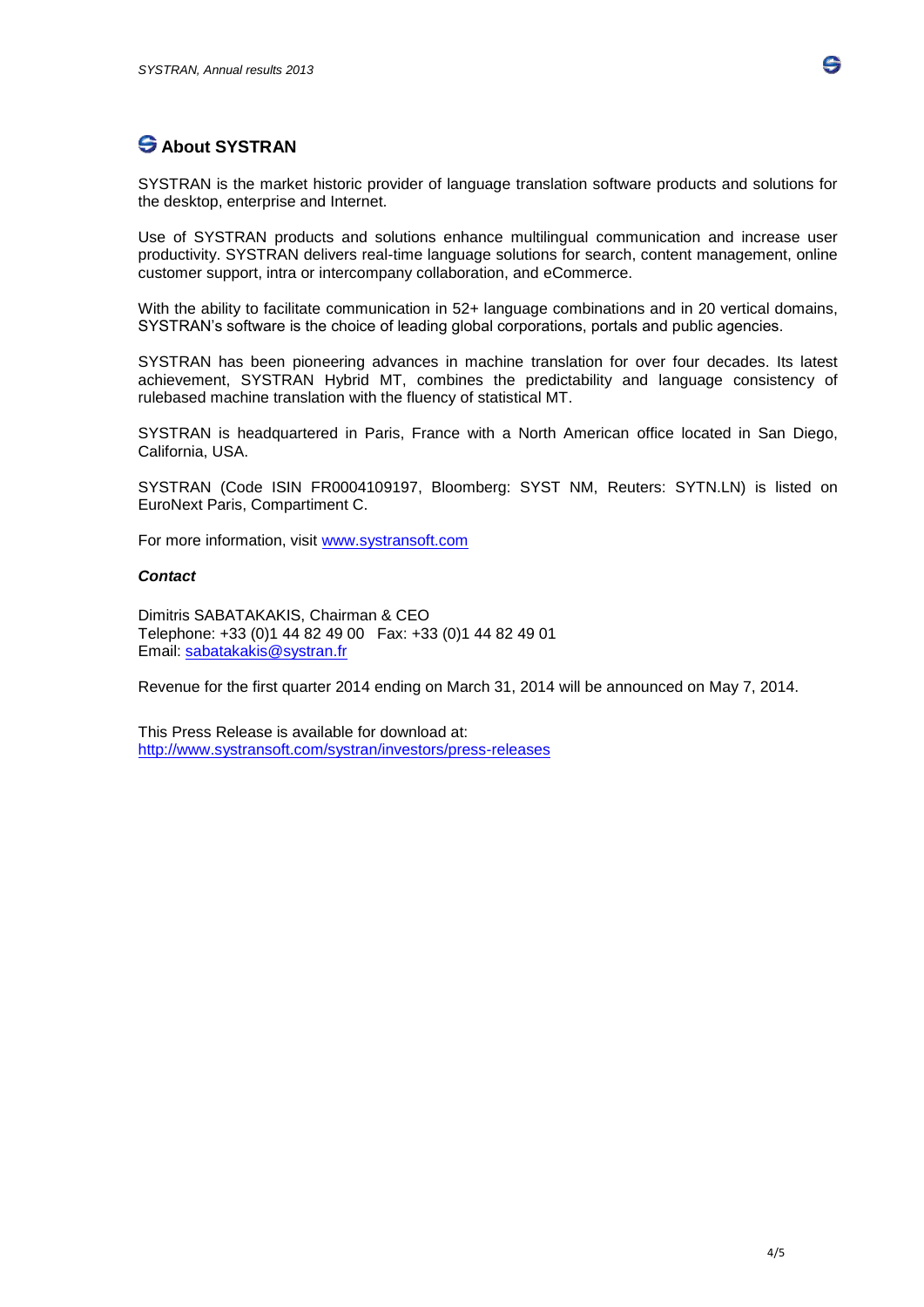## About SYSTRAN

SYSTRAN is the market historic provider of language translation software products and solutions for the desktop, enterprise and Internet.

Use of SYSTRAN products and solutions enhance multilingual communication and increase user productivity. SYSTRAN delivers real-time language solutions for search, content management, online customer support, intra or intercompany collaboration, and eCommerce.

With the ability to facilitate communication in 52+ language combinations and in 20 vertical domains, SYSTRAN's software is the choice of leading global corporations, portals and public agencies.

SYSTRAN has been pioneering advances in machine translation for over four decades. Its latest achievement, SYSTRAN Hybrid MT, combines the predictability and language consistency of rulebased machine translation with the fluency of statistical MT.

SYSTRAN is headquartered in Paris, France with a North American office located in San Diego, California, USA.

SYSTRAN (Code ISIN FR0004109197, Bloomberg: SYST NM, Reuters: SYTN.LN) is listed on EuroNext Paris, Compartiment C.

For more information, visit www.systransoft.com

***Contact***

Dimitris SABATAKAKIS, Chairman & CEO
Telephone: +33 (0)1 44 82 49 00 Fax: +33 (0)1 44 82 49 01
Email: sabatakakis@systran.fr

Revenue for the first quarter 2014 ending on March 31, 2014 will be announced on May 7, 2014.

This Press Release is available for download at:
http://www.systransoft.com/systran/investors/press-releases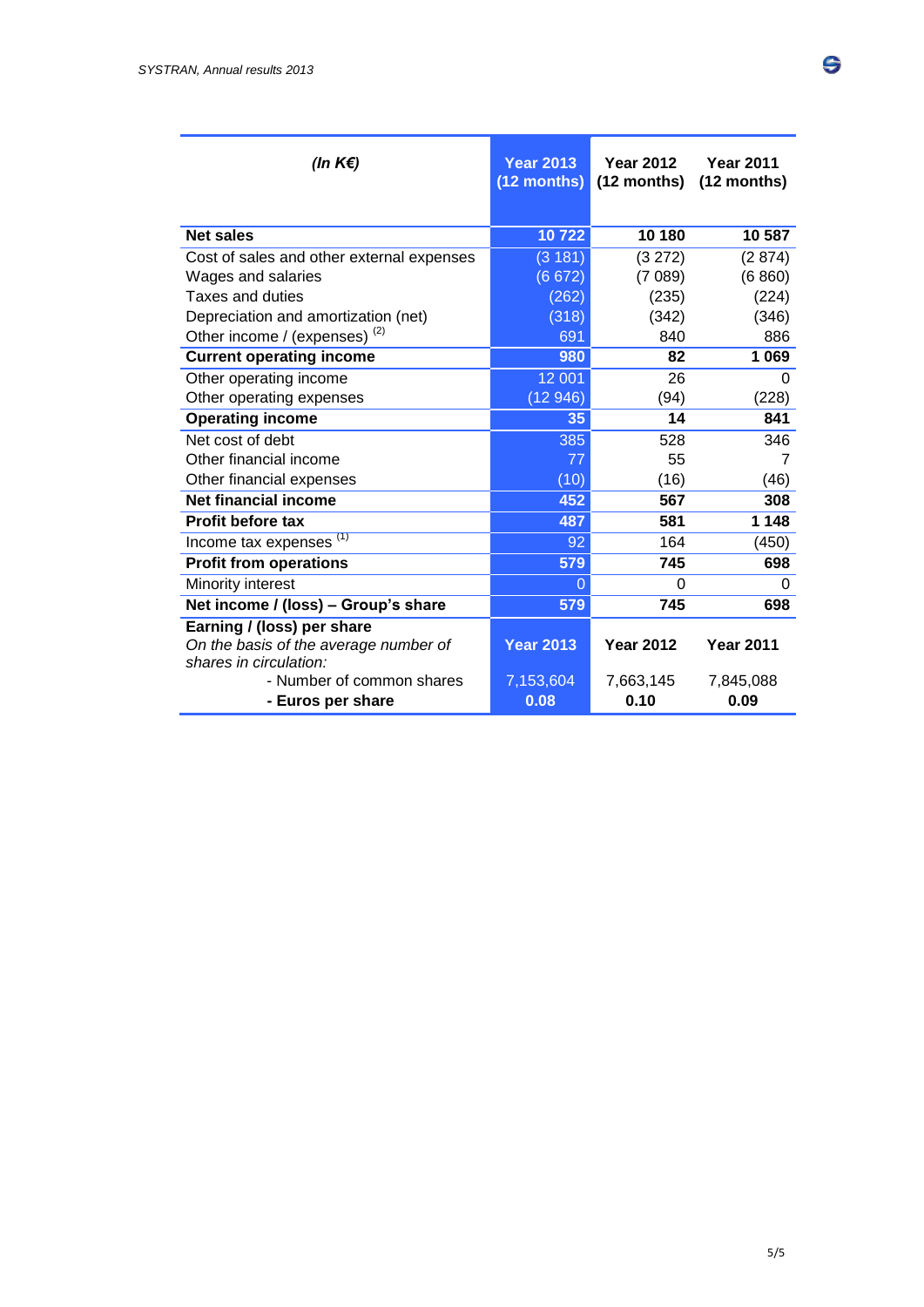| *(In K€)* | Year 2013 (12 months) | Year 2012 (12 months) | Year 2011 (12 months) |
|---|---|---|---|
| **Net sales** | **10 722** | **10 180** | **10 587** |
| Cost of sales and other external expenses | (3 181) | (3 272) | (2 874) |
| Wages and salaries | (6 672) | (7 089) | (6 860) |
| Taxes and duties | (262) | (235) | (224) |
| Depreciation and amortization (net) | (318) | (342) | (346) |
| Other income / (expenses) (2) | 691 | 840 | 886 |
| **Current operating income** | **980** | **82** | **1 069** |
| Other operating income | 12 001 | 26 | 0 |
| Other operating expenses | (12 946) | (94) | (228) |
| **Operating income** | **35** | **14** | **841** |
| Net cost of debt | 385 | 528 | 346 |
| Other financial income | 77 | 55 | 7 |
| Other financial expenses | (10) | (16) | (46) |
| **Net financial income** | **452** | **567** | **308** |
| **Profit before tax** | **487** | **581** | **1 148** |
| Income tax expenses (1) | 92 | 164 | (450) |
| **Profit from operations** | **579** | **745** | **698** |
| Minority interest | 0 | 0 | 0 |
| **Net income / (loss) – Group's share** | **579** | **745** | **698** |
| **Earning / (loss) per share** *On the basis of the average number of shares in circulation:* | **Year 2013** | **Year 2012** | **Year 2011** |
| - Number of common shares | 7,153,604 | 7,663,145 | 7,845,088 |
| **- Euros per share** | **0.08** | **0.10** | **0.09** |